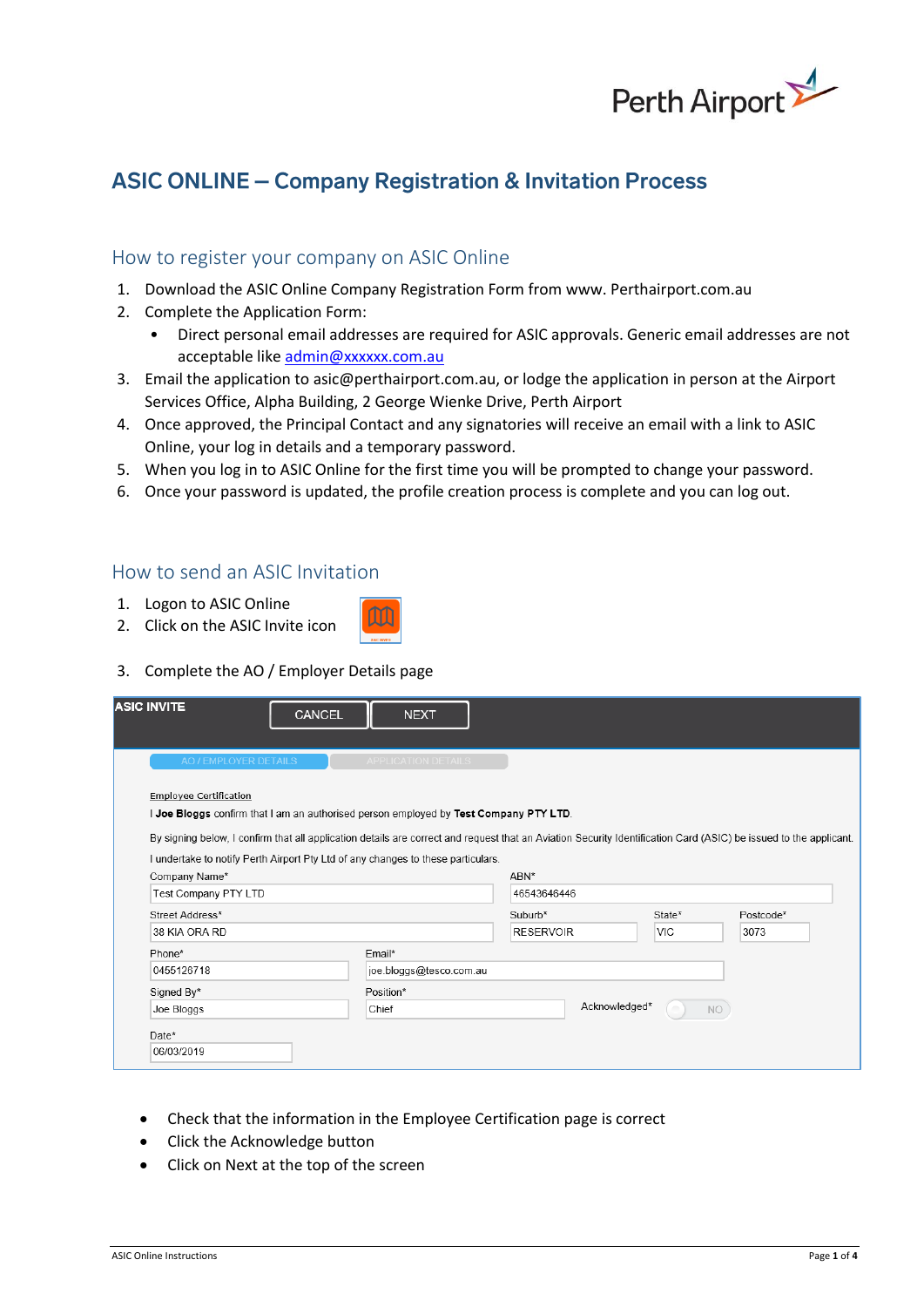# ASIC ONLINE – Company Registration & Invitation Process

## How to register your company on ASIC Online

1. Download the ASIC Online Company Registration Form from www. Perthairport.com.au
2. Complete the Application Form:
   - Direct personal email addresses are required for ASIC approvals. Generic email addresses are not acceptable like admin@xxxxxx.com.au
3. Email the application to asic@perthairport.com.au, or lodge the application in person at the Airport Services Office, Alpha Building, 2 George Wienke Drive, Perth Airport
4. Once approved, the Principal Contact and any signatories will receive an email with a link to ASIC Online, your log in details and a temporary password.
5. When you log in to ASIC Online for the first time you will be prompted to change your password.
6. Once your password is updated, the profile creation process is complete and you can log out.

## How to send an ASIC Invitation

1. Logon to ASIC Online
2. Click on the ASIC Invite icon
3. Complete the AO / Employer Details page

ASIC INVITE — CANCEL — NEXT

AO / EMPLOYER DETAILS — APPLICATION DETAILS

Employee Certification

I **Joe Bloggs** confirm that I am an authorised person employed by **Test Company PTY LTD**.

By signing below, I confirm that all application details are correct and request that an Aviation Security Identification Card (ASIC) be issued to the applicant.

I undertake to notify Perth Airport Pty Ltd of any changes to these particulars.

| Field | Value |
|---|---|
| Company Name* | Test Company PTY LTD |
| ABN* | 46543646446 |
| Street Address* | 38 KIA ORA RD |
| Suburb* | RESERVOIR |
| State* | VIC |
| Postcode* | 3073 |
| Phone* | 0455128718 |
| Email* | joe.bloggs@tesco.com.au |
| Signed By* | Joe Bloggs |
| Position* | Chief |
| Acknowledged* | NO |
| Date* | 06/03/2019 |

- Check that the information in the Employee Certification page is correct
- Click the Acknowledge button
- Click on Next at the top of the screen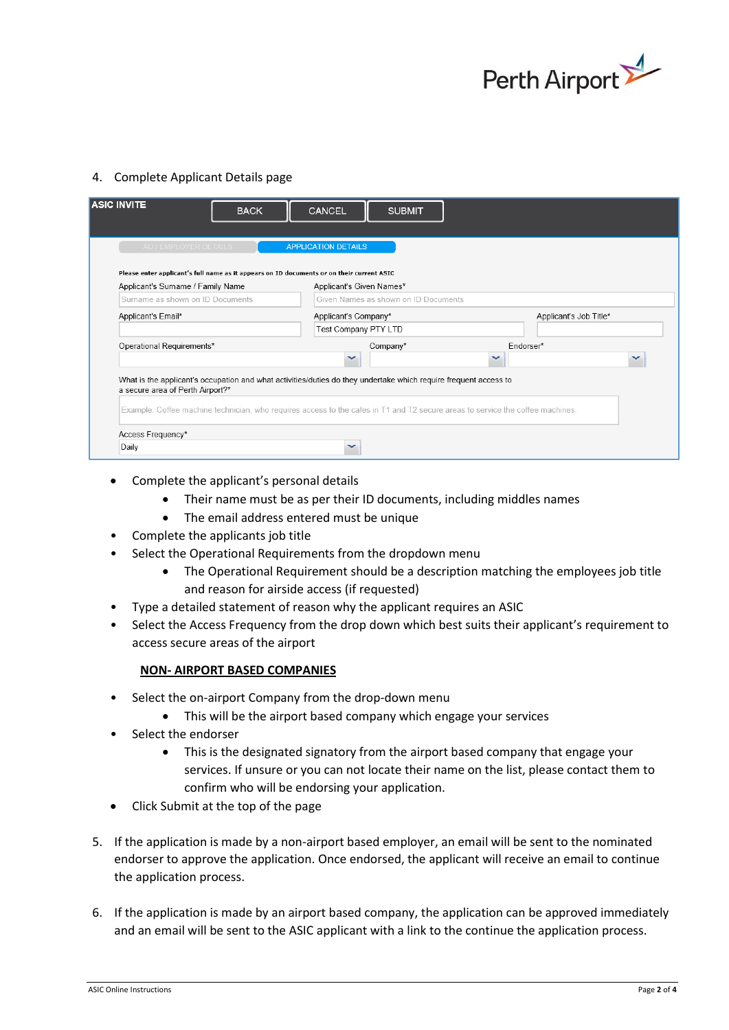4. Complete Applicant Details page

ASIC INVITE | BACK | CANCEL | SUBMIT

AO / EMPLOYER DETAILS | APPLICATION DETAILS

Please enter applicant's full name as it appears on ID documents or on their current ASIC

Applicant's Surname / Family Name: Surname as shown on ID Documents

Applicant's Given Names*: Given Names as shown on ID Documents

Applicant's Email*

Applicant's Company*: Test Company PTY LTD

Applicant's Job Title*

Operational Requirements*

Company*

Endorser*

What is the applicant's occupation and what activities/duties do they undertake which require frequent access to a secure area of Perth Airport?*

Example: Coffee machine technician, who requires access to the cafes in T1 and T2 secure areas to service the coffee machines.

Access Frequency*: Daily

- Complete the applicant's personal details
  - Their name must be as per their ID documents, including middles names
  - The email address entered must be unique
- Complete the applicants job title
- Select the Operational Requirements from the dropdown menu
  - The Operational Requirement should be a description matching the employees job title and reason for airside access (if requested)
- Type a detailed statement of reason why the applicant requires an ASIC
- Select the Access Frequency from the drop down which best suits their applicant's requirement to access secure areas of the airport

**NON- AIRPORT BASED COMPANIES**

- Select the on-airport Company from the drop-down menu
  - This will be the airport based company which engage your services
- Select the endorser
  - This is the designated signatory from the airport based company that engage your services. If unsure or you can not locate their name on the list, please contact them to confirm who will be endorsing your application.
- Click Submit at the top of the page

5. If the application is made by a non-airport based employer, an email will be sent to the nominated endorser to approve the application. Once endorsed, the applicant will receive an email to continue the application process.

6. If the application is made by an airport based company, the application can be approved immediately and an email will be sent to the ASIC applicant with a link to the continue the application process.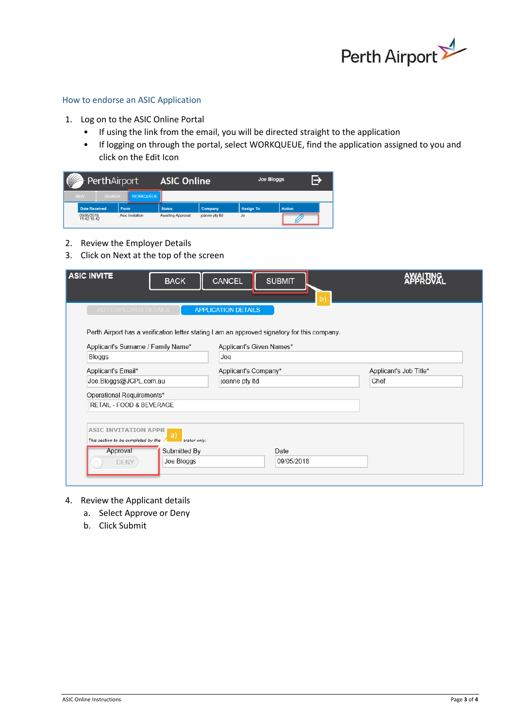## How to endorse an ASIC Application

1. Log on to the ASIC Online Portal
   - If using the link from the email, you will be directed straight to the application
   - If logging on through the portal, select WORKQUEUE, find the application assigned to you and click on the Edit Icon

2. Review the Employer Details
3. Click on Next at the top of the screen

4. Review the Applicant details
   a. Select Approve or Deny
   b. Click Submit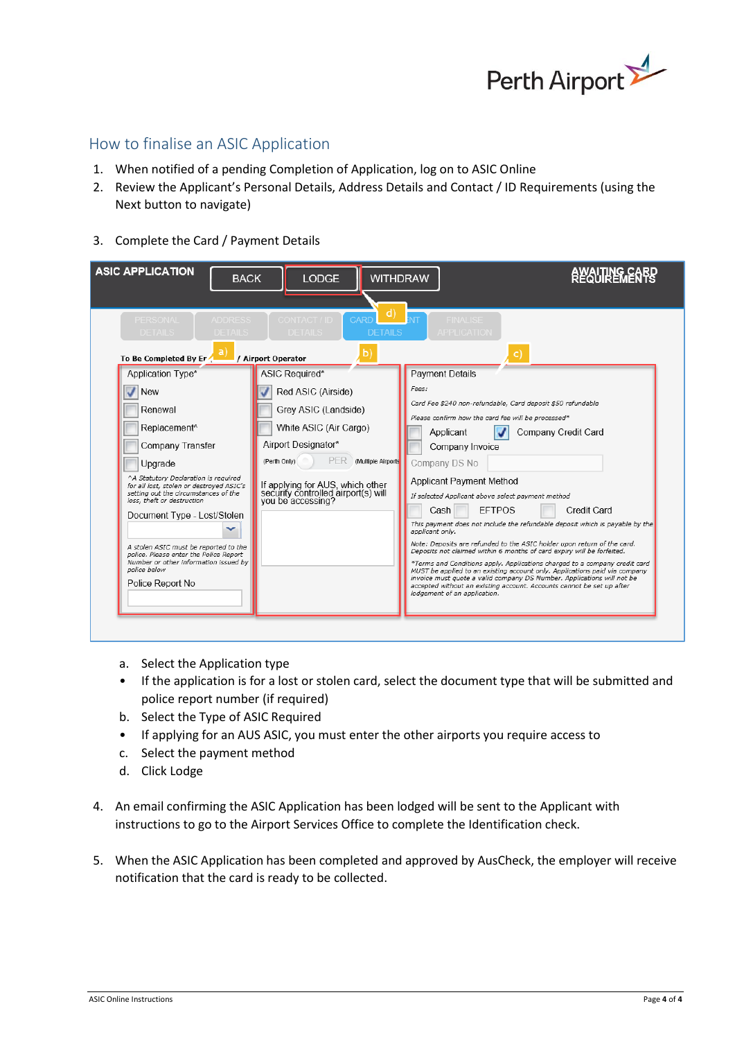## How to finalise an ASIC Application

1. When notified of a pending Completion of Application, log on to ASIC Online
2. Review the Applicant's Personal Details, Address Details and Contact / ID Requirements (using the Next button to navigate)
3. Complete the Card / Payment Details

   a. Select the Application type
   - If the application is for a lost or stolen card, select the document type that will be submitted and police report number (if required)

   b. Select the Type of ASIC Required
   - If applying for an AUS ASIC, you must enter the other airports you require access to

   c. Select the payment method

   d. Click Lodge

4. An email confirming the ASIC Application has been lodged will be sent to the Applicant with instructions to go to the Airport Services Office to complete the Identification check.
5. When the ASIC Application has been completed and approved by AusCheck, the employer will receive notification that the card is ready to be collected.